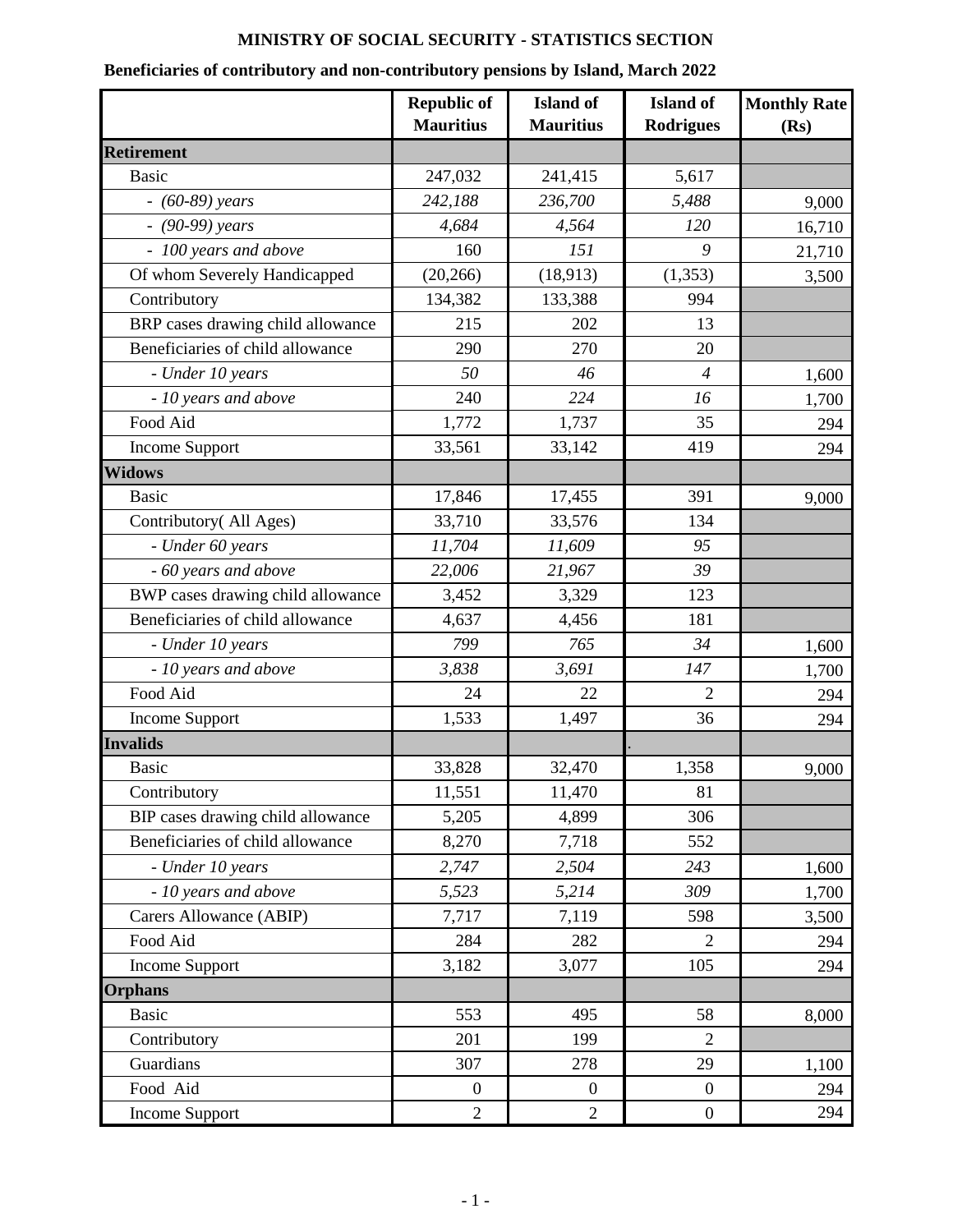**MINISTRY OF SOCIAL SECURITY - STATISTICS SECTION**

**Beneficiaries of contributory and non-contributory pensions by Island, March 2022**

| | Republic of Mauritius | Island of Mauritius | Island of Rodrigues | Monthly Rate (Rs) |
|---|---|---|---|---|
| **Retirement** | | | | |
| Basic | 247,032 | 241,415 | 5,617 | |
| *- (60-89) years* | *242,188* | *236,700* | *5,488* | 9,000 |
| *- (90-99) years* | *4,684* | *4,564* | *120* | 16,710 |
| *- 100 years and above* | 160 | *151* | *9* | 21,710 |
| Of whom Severely Handicapped | (20,266) | (18,913) | (1,353) | 3,500 |
| Contributory | 134,382 | 133,388 | 994 | |
| BRP cases drawing child allowance | 215 | 202 | 13 | |
| Beneficiaries of child allowance | 290 | 270 | 20 | |
| *- Under 10 years* | *50* | *46* | *4* | 1,600 |
| *- 10 years and above* | 240 | *224* | *16* | 1,700 |
| Food Aid | 1,772 | 1,737 | 35 | 294 |
| Income Support | 33,561 | 33,142 | 419 | 294 |
| **Widows** | | | | |
| Basic | 17,846 | 17,455 | 391 | 9,000 |
| Contributory( All Ages) | 33,710 | 33,576 | 134 | |
| *- Under 60 years* | *11,704* | *11,609* | *95* | |
| *- 60 years and above* | *22,006* | *21,967* | *39* | |
| BWP cases drawing child allowance | 3,452 | 3,329 | 123 | |
| Beneficiaries of child allowance | 4,637 | 4,456 | 181 | |
| *- Under 10 years* | *799* | *765* | *34* | 1,600 |
| *- 10 years and above* | *3,838* | *3,691* | *147* | 1,700 |
| Food Aid | 24 | 22 | 2 | 294 |
| Income Support | 1,533 | 1,497 | 36 | 294 |
| **Invalids** | | | . | |
| Basic | 33,828 | 32,470 | 1,358 | 9,000 |
| Contributory | 11,551 | 11,470 | 81 | |
| BIP cases drawing child allowance | 5,205 | 4,899 | 306 | |
| Beneficiaries of child allowance | 8,270 | 7,718 | 552 | |
| *- Under 10 years* | *2,747* | *2,504* | *243* | 1,600 |
| *- 10 years and above* | *5,523* | *5,214* | *309* | 1,700 |
| Carers Allowance (ABIP) | 7,717 | 7,119 | 598 | 3,500 |
| Food Aid | 284 | 282 | 2 | 294 |
| Income Support | 3,182 | 3,077 | 105 | 294 |
| **Orphans** | | | | |
| Basic | 553 | 495 | 58 | 8,000 |
| Contributory | 201 | 199 | 2 | |
| Guardians | 307 | 278 | 29 | 1,100 |
| Food Aid | 0 | 0 | 0 | 294 |
| Income Support | 2 | 2 | 0 | 294 |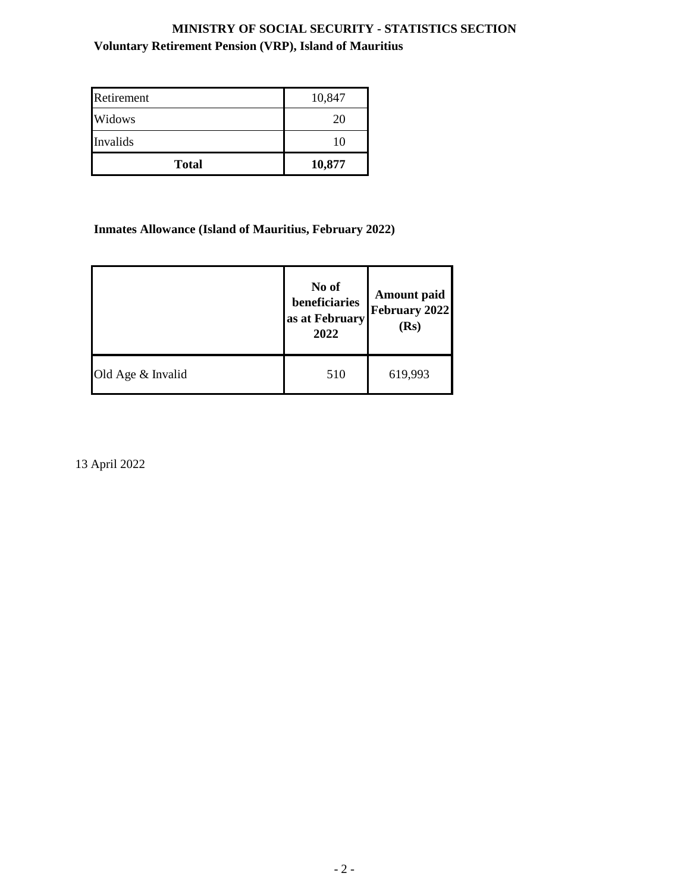**MINISTRY OF SOCIAL SECURITY - STATISTICS SECTION**

**Voluntary Retirement Pension (VRP), Island of Mauritius**

| | |
|---|---|
| Retirement | 10,847 |
| Widows | 20 |
| Invalids | 10 |
| **Total** | **10,877** |

**Inmates Allowance (Island of Mauritius, February 2022)**

| | No of beneficiaries as at February 2022 | Amount paid February 2022 (Rs) |
|---|---|---|
| Old Age & Invalid | 510 | 619,993 |

13 April 2022